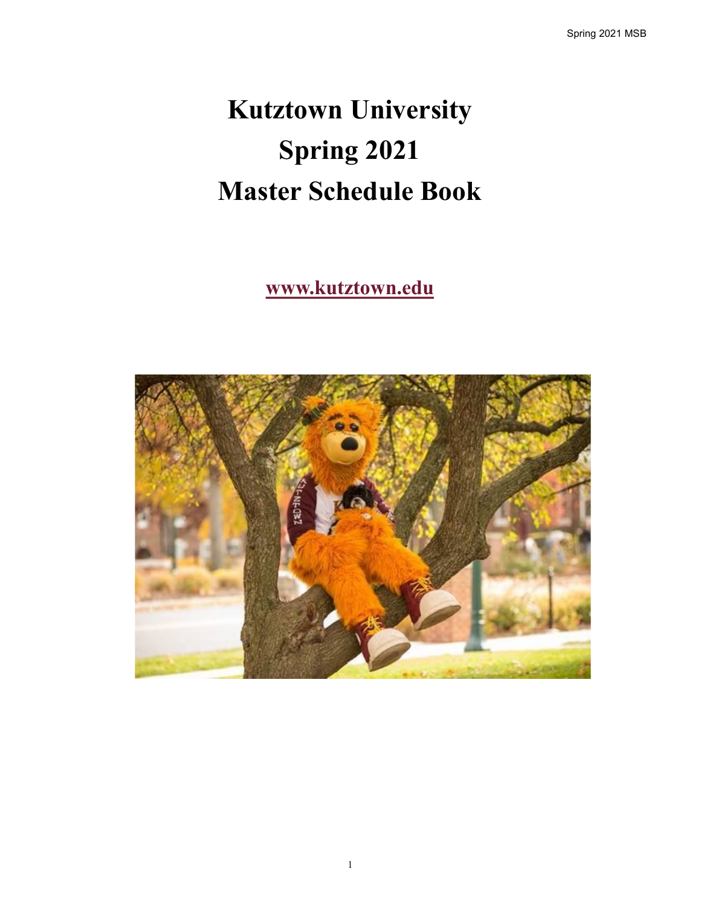# Kutztown University
# Spring 2021
# Master Schedule Book

**www.kutztown.edu**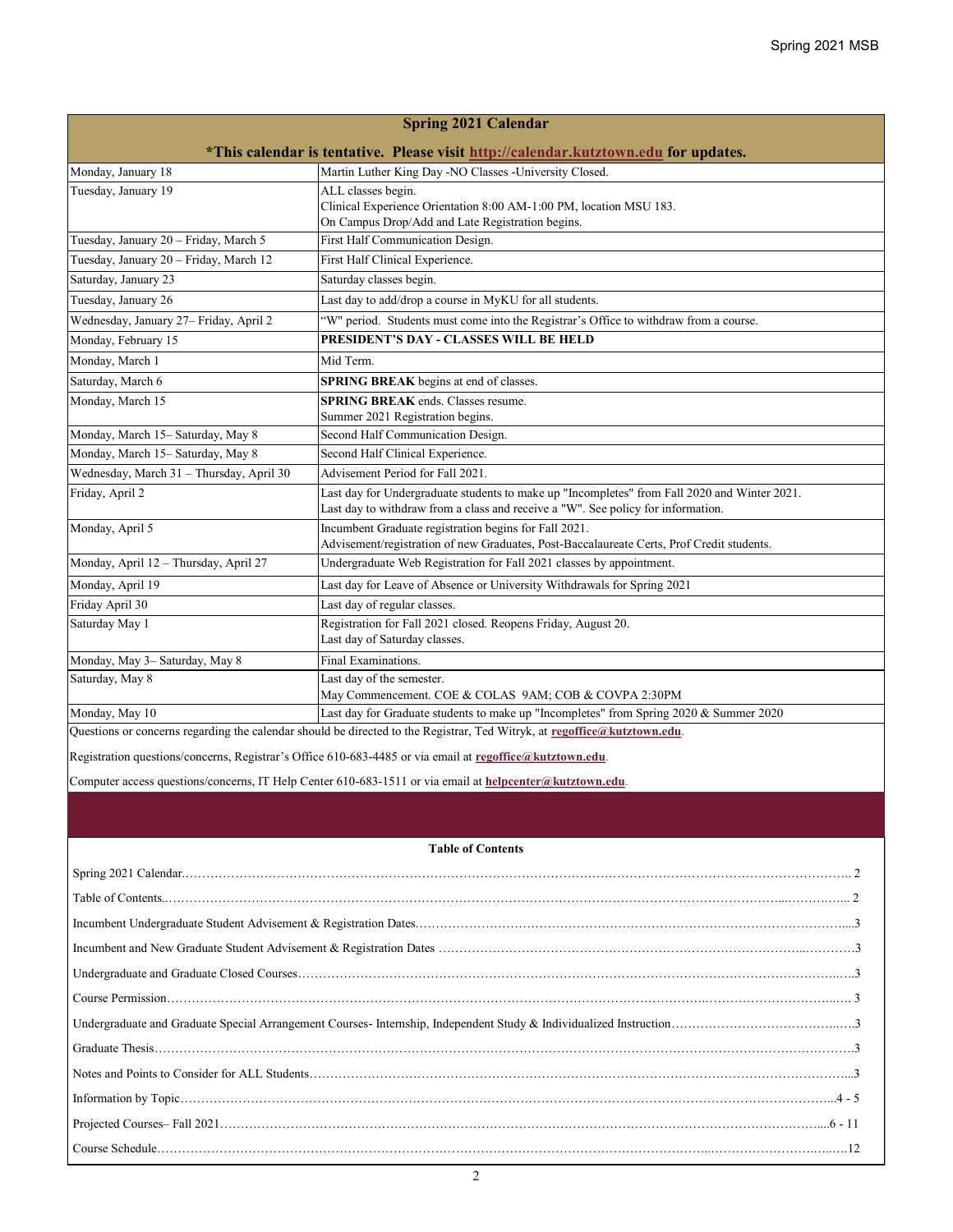## Spring 2021 Calendar

**\*This calendar is tentative. Please visit http://calendar.kutztown.edu for updates.**

| Date | Event |
|---|---|
| Monday, January 18 | Martin Luther King Day -NO Classes -University Closed. |
| Tuesday, January 19 | ALL classes begin.<br>Clinical Experience Orientation 8:00 AM-1:00 PM, location MSU 183.<br>On Campus Drop/Add and Late Registration begins. |
| Tuesday, January 20 – Friday, March 5 | First Half Communication Design. |
| Tuesday, January 20 – Friday, March 12 | First Half Clinical Experience. |
| Saturday, January 23 | Saturday classes begin. |
| Tuesday, January 26 | Last day to add/drop a course in MyKU for all students. |
| Wednesday, January 27– Friday, April 2 | "W" period. Students must come into the Registrar's Office to withdraw from a course. |
| Monday, February 15 | **PRESIDENT'S DAY - CLASSES WILL BE HELD** |
| Monday, March 1 | Mid Term. |
| Saturday, March 6 | **SPRING BREAK** begins at end of classes. |
| Monday, March 15 | **SPRING BREAK** ends. Classes resume.<br>Summer 2021 Registration begins. |
| Monday, March 15– Saturday, May 8 | Second Half Communication Design. |
| Monday, March 15– Saturday, May 8 | Second Half Clinical Experience. |
| Wednesday, March 31 – Thursday, April 30 | Advisement Period for Fall 2021. |
| Friday, April 2 | Last day for Undergraduate students to make up "Incompletes" from Fall 2020 and Winter 2021.<br>Last day to withdraw from a class and receive a "W". See policy for information. |
| Monday, April 5 | Incumbent Graduate registration begins for Fall 2021.<br>Advisement/registration of new Graduates, Post-Baccalaureate Certs, Prof Credit students. |
| Monday, April 12 – Thursday, April 27 | Undergraduate Web Registration for Fall 2021 classes by appointment. |
| Monday, April 19 | Last day for Leave of Absence or University Withdrawals for Spring 2021 |
| Friday April 30 | Last day of regular classes. |
| Saturday May 1 | Registration for Fall 2021 closed. Reopens Friday, August 20.<br>Last day of Saturday classes. |
| Monday, May 3– Saturday, May 8 | Final Examinations. |
| Saturday, May 8 | Last day of the semester.<br>May Commencement. COE & COLAS 9AM; COB & COVPA 2:30PM |
| Monday, May 10 | Last day for Graduate students to make up "Incompletes" from Spring 2020 & Summer 2020 |

Questions or concerns regarding the calendar should be directed to the Registrar, Ted Witryk, at **regoffice@kutztown.edu**.

Registration questions/concerns, Registrar's Office 610-683-4485 or via email at **regoffice@kutztown.edu**.

Computer access questions/concerns, IT Help Center 610-683-1511 or via email at **helpcenter@kutztown.edu**.

## Table of Contents

| Section | Page |
|---|---|
| Spring 2021 Calendar | 2 |
| Table of Contents | 2 |
| Incumbent Undergraduate Student Advisement & Registration Dates | 3 |
| Incumbent and New Graduate Student Advisement & Registration Dates | 3 |
| Undergraduate and Graduate Closed Courses | 3 |
| Course Permission | 3 |
| Undergraduate and Graduate Special Arrangement Courses- Internship, Independent Study & Individualized Instruction | 3 |
| Graduate Thesis | 3 |
| Notes and Points to Consider for ALL Students | 3 |
| Information by Topic | 4 - 5 |
| Projected Courses– Fall 2021 | 6 - 11 |
| Course Schedule | 12 |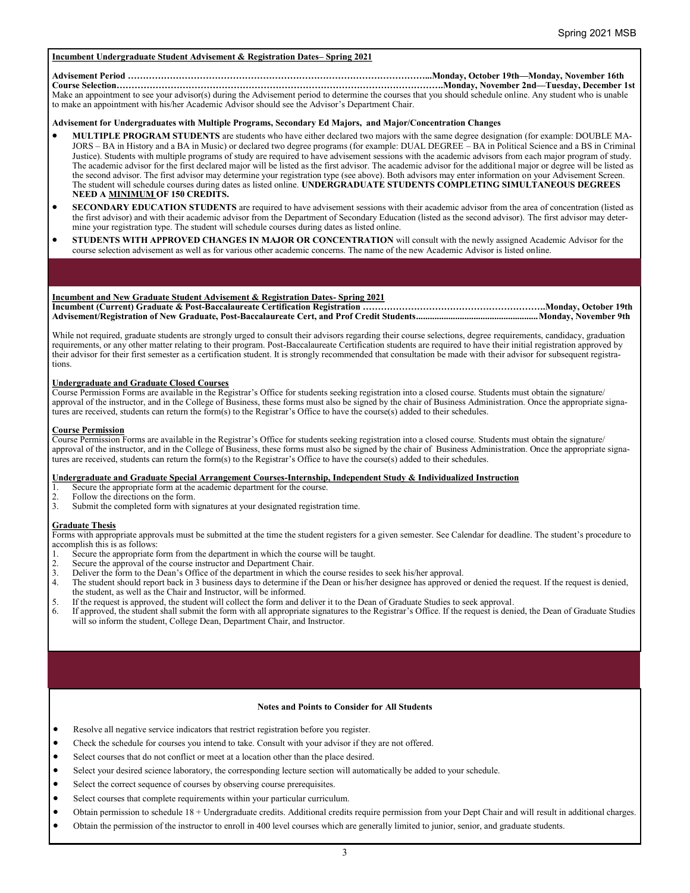**Incumbent Undergraduate Student Advisement & Registration Dates– Spring 2021**

**Advisement Period …………………………………………………………………………………………...Monday, October 19th—Monday, November 16th**
**Course Selection……………………………………………………………………………………………….Monday, November 2nd—Tuesday, December 1st**

Make an appointment to see your advisor(s) during the Advisement period to determine the courses that you should schedule online. Any student who is unable to make an appointment with his/her Academic Advisor should see the Advisor's Department Chair.

**Advisement for Undergraduates with Multiple Programs, Secondary Ed Majors, and Major/Concentration Changes**

- **MULTIPLE PROGRAM STUDENTS** are students who have either declared two majors with the same degree designation (for example: DOUBLE MAJORS – BA in History and a BA in Music) or declared two degree programs (for example: DUAL DEGREE – BA in Political Science and a BS in Criminal Justice). Students with multiple programs of study are required to have advisement sessions with the academic advisors from each major program of study. The academic advisor for the first declared major will be listed as the first advisor. The academic advisor for the additional major or degree will be listed as the second advisor. The first advisor may determine your registration type (see above). Both advisors may enter information on your Advisement Screen. The student will schedule courses during dates as listed online. **UNDERGRADUATE STUDENTS COMPLETING SIMULTANEOUS DEGREES NEED A MINIMUM OF 150 CREDITS.**
- **SECONDARY EDUCATION STUDENTS** are required to have advisement sessions with their academic advisor from the area of concentration (listed as the first advisor) and with their academic advisor from the Department of Secondary Education (listed as the second advisor). The first advisor may determine your registration type. The student will schedule courses during dates as listed online.
- **STUDENTS WITH APPROVED CHANGES IN MAJOR OR CONCENTRATION** will consult with the newly assigned Academic Advisor for the course selection advisement as well as for various other academic concerns. The name of the new Academic Advisor is listed online.

**Incumbent and New Graduate Student Advisement & Registration Dates- Spring 2021**

**Incumbent (Current) Graduate & Post-Baccalaureate Certification Registration ……………………………………………………….Monday, October 19th**
**Advisement/Registration of New Graduate, Post-Baccalaureate Cert, and Prof Credit Students....................................................Monday, November 9th**

While not required, graduate students are strongly urged to consult their advisors regarding their course selections, degree requirements, candidacy, graduation requirements, or any other matter relating to their program. Post-Baccalaureate Certification students are required to have their initial registration approved by their advisor for their first semester as a certification student. It is strongly recommended that consultation be made with their advisor for subsequent registrations.

**Undergraduate and Graduate Closed Courses**

Course Permission Forms are available in the Registrar's Office for students seeking registration into a closed course. Students must obtain the signature/approval of the instructor, and in the College of Business, these forms must also be signed by the chair of Business Administration. Once the appropriate signatures are received, students can return the form(s) to the Registrar's Office to have the course(s) added to their schedules.

**Course Permission**

Course Permission Forms are available in the Registrar's Office for students seeking registration into a closed course. Students must obtain the signature/approval of the instructor, and in the College of Business, these forms must also be signed by the chair of Business Administration. Once the appropriate signatures are received, students can return the form(s) to the Registrar's Office to have the course(s) added to their schedules.

**Undergraduate and Graduate Special Arrangement Courses-Internship, Independent Study & Individualized Instruction**

1. Secure the appropriate form at the academic department for the course.
2. Follow the directions on the form.
3. Submit the completed form with signatures at your designated registration time.

**Graduate Thesis**

Forms with appropriate approvals must be submitted at the time the student registers for a given semester. See Calendar for deadline. The student's procedure to accomplish this is as follows:

1. Secure the appropriate form from the department in which the course will be taught.
2. Secure the approval of the course instructor and Department Chair.
3. Deliver the form to the Dean's Office of the department in which the course resides to seek his/her approval.
4. The student should report back in 3 business days to determine if the Dean or his/her designee has approved or denied the request. If the request is denied, the student, as well as the Chair and Instructor, will be informed.
5. If the request is approved, the student will collect the form and deliver it to the Dean of Graduate Studies to seek approval.
6. If approved, the student shall submit the form with all appropriate signatures to the Registrar's Office. If the request is denied, the Dean of Graduate Studies will so inform the student, College Dean, Department Chair, and Instructor.

**Notes and Points to Consider for All Students**

- Resolve all negative service indicators that restrict registration before you register.
- Check the schedule for courses you intend to take. Consult with your advisor if they are not offered.
- Select courses that do not conflict or meet at a location other than the place desired.
- Select your desired science laboratory, the corresponding lecture section will automatically be added to your schedule.
- Select the correct sequence of courses by observing course prerequisites.
- Select courses that complete requirements within your particular curriculum.
- Obtain permission to schedule 18 + Undergraduate credits. Additional credits require permission from your Dept Chair and will result in additional charges.
- Obtain the permission of the instructor to enroll in 400 level courses which are generally limited to junior, senior, and graduate students.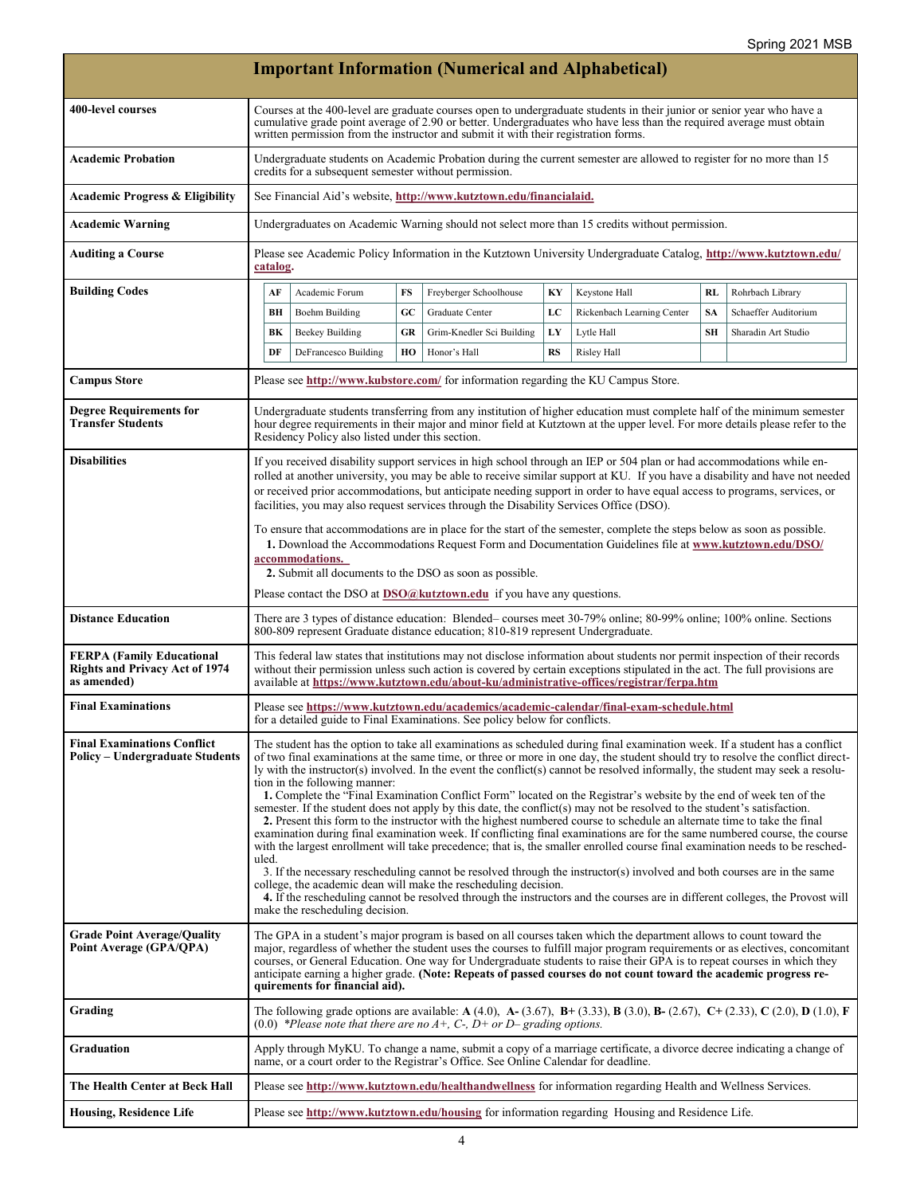## Important Information (Numerical and Alphabetical)

| | |
|---|---|
| **400-level courses** | Courses at the 400-level are graduate courses open to undergraduate students in their junior or senior year who have a cumulative grade point average of 2.90 or better. Undergraduates who have less than the required average must obtain written permission from the instructor and submit it with their registration forms. |
| **Academic Probation** | Undergraduate students on Academic Probation during the current semester are allowed to register for no more than 15 credits for a subsequent semester without permission. |
| **Academic Progress & Eligibility** | See Financial Aid's website, **http://www.kutztown.edu/financialaid.** |
| **Academic Warning** | Undergraduates on Academic Warning should not select more than 15 credits without permission. |
| **Auditing a Course** | Please see Academic Policy Information in the Kutztown University Undergraduate Catalog, **http://www.kutztown.edu/catalog**. |
| **Building Codes** | **AF** Academic Forum; **BH** Boehm Building; **BK** Beekey Building; **DF** DeFrancesco Building; **FS** Freyberger Schoolhouse; **GC** Graduate Center; **GR** Grim-Knedler Sci Building; **HO** Honor's Hall; **KY** Keystone Hall; **LC** Rickenbach Learning Center; **LY** Lytle Hall; **RS** Risley Hall; **RL** Rohrbach Library; **SA** Schaeffer Auditorium; **SH** Sharadin Art Studio |
| **Campus Store** | Please see **http://www.kubstore.com/** for information regarding the KU Campus Store. |
| **Degree Requirements for Transfer Students** | Undergraduate students transferring from any institution of higher education must complete half of the minimum semester hour degree requirements in their major and minor field at Kutztown at the upper level. For more details please refer to the Residency Policy also listed under this section. |
| **Disabilities** | If you received disability support services in high school through an IEP or 504 plan or had accommodations while enrolled at another university, you may be able to receive similar support at KU. If you have a disability and have not needed or received prior accommodations, but anticipate needing support in order to have equal access to programs, services, or facilities, you may also request services through the Disability Services Office (DSO).<br><br>To ensure that accommodations are in place for the start of the semester, complete the steps below as soon as possible.<br>**1.** Download the Accommodations Request Form and Documentation Guidelines file at **www.kutztown.edu/DSO/accommodations.**<br>**2.** Submit all documents to the DSO as soon as possible.<br><br>Please contact the DSO at **DSO@kutztown.edu** if you have any questions. |
| **Distance Education** | There are 3 types of distance education: Blended– courses meet 30-79% online; 80-99% online; 100% online. Sections 800-809 represent Graduate distance education; 810-819 represent Undergraduate. |
| **FERPA (Family Educational Rights and Privacy Act of 1974 as amended)** | This federal law states that institutions may not disclose information about students nor permit inspection of their records without their permission unless such action is covered by certain exceptions stipulated in the act. The full provisions are available at **https://www.kutztown.edu/about-ku/administrative-offices/registrar/ferpa.htm** |
| **Final Examinations** | Please see **https://www.kutztown.edu/academics/academic-calendar/final-exam-schedule.html** for a detailed guide to Final Examinations. See policy below for conflicts. |
| **Final Examinations Conflict Policy – Undergraduate Students** | The student has the option to take all examinations as scheduled during final examination week. If a student has a conflict of two final examinations at the same time, or three or more in one day, the student should try to resolve the conflict directly with the instructor(s) involved. In the event the conflict(s) cannot be resolved informally, the student may seek a resolution in the following manner:<br>**1.** Complete the "Final Examination Conflict Form" located on the Registrar's website by the end of week ten of the semester. If the student does not apply by this date, the conflict(s) may not be resolved to the student's satisfaction.<br>**2.** Present this form to the instructor with the highest numbered course to schedule an alternate time to take the final examination during final examination week. If conflicting final examinations are for the same numbered course, the course with the largest enrollment will take precedence; that is, the smaller enrolled course final examination needs to be rescheduled.<br>3. If the necessary rescheduling cannot be resolved through the instructor(s) involved and both courses are in the same college, the academic dean will make the rescheduling decision.<br>**4.** If the rescheduling cannot be resolved through the instructors and the courses are in different colleges, the Provost will make the rescheduling decision. |
| **Grade Point Average/Quality Point Average (GPA/QPA)** | The GPA in a student's major program is based on all courses taken which the department allows to count toward the major, regardless of whether the student uses the courses to fulfill major program requirements or as electives, concomitant courses, or General Education. One way for Undergraduate students to raise their GPA is to repeat courses in which they anticipate earning a higher grade. **(Note: Repeats of passed courses do not count toward the academic progress requirements for financial aid).** |
| **Grading** | The following grade options are available: **A** (4.0), **A-** (3.67), **B+** (3.33), **B** (3.0), **B-** (2.67), **C+** (2.33), **C** (2.0), **D** (1.0), **F** (0.0) *\*Please note that there are no A+, C-, D+ or D– grading options.* |
| **Graduation** | Apply through MyKU. To change a name, submit a copy of a marriage certificate, a divorce decree indicating a change of name, or a court order to the Registrar's Office. See Online Calendar for deadline. |
| **The Health Center at Beck Hall** | Please see **http://www.kutztown.edu/healthandwellness** for information regarding Health and Wellness Services. |
| **Housing, Residence Life** | Please see **http://www.kutztown.edu/housing** for information regarding Housing and Residence Life. |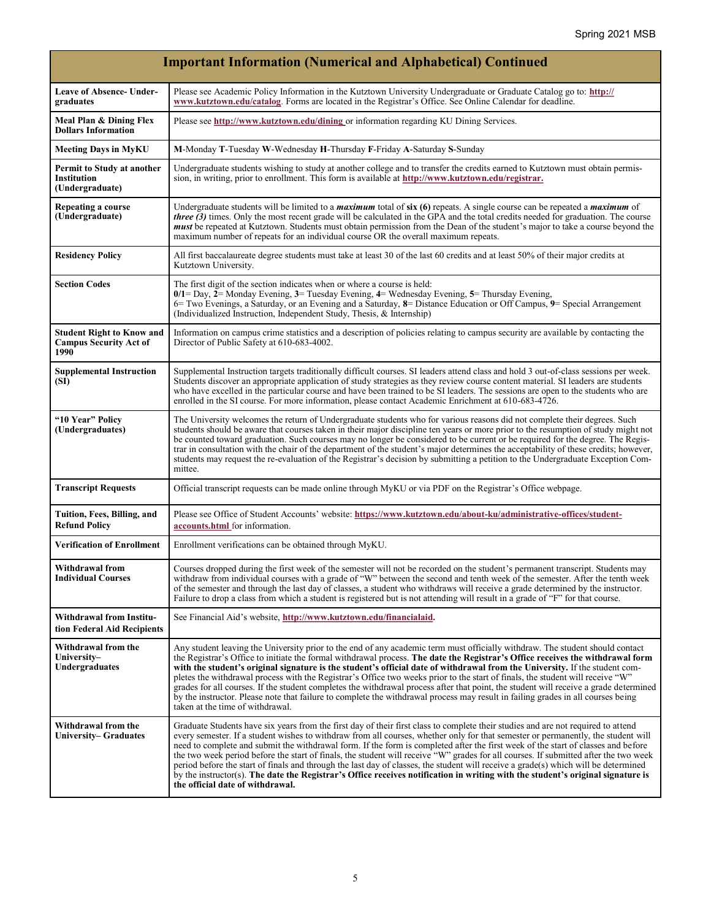## Important Information (Numerical and Alphabetical) Continued

| | |
|---|---|
| **Leave of Absence- Undergraduates** | Please see Academic Policy Information in the Kutztown University Undergraduate or Graduate Catalog go to: **http://www.kutztown.edu/catalog**. Forms are located in the Registrar's Office. See Online Calendar for deadline. |
| **Meal Plan & Dining Flex Dollars Information** | Please see **http://www.kutztown.edu/dining** or information regarding KU Dining Services. |
| **Meeting Days in MyKU** | **M**-Monday **T**-Tuesday **W**-Wednesday **H**-Thursday **F**-Friday **A**-Saturday **S**-Sunday |
| **Permit to Study at another Institution (Undergraduate)** | Undergraduate students wishing to study at another college and to transfer the credits earned to Kutztown must obtain permission, in writing, prior to enrollment. This form is available at **http://www.kutztown.edu/registrar.** |
| **Repeating a course (Undergraduate)** | Undergraduate students will be limited to a ***maximum*** total of **six (6)** repeats. A single course can be repeated a ***maximum*** of ***three (3)*** times. Only the most recent grade will be calculated in the GPA and the total credits needed for graduation. The course ***must*** be repeated at Kutztown. Students must obtain permission from the Dean of the student's major to take a course beyond the maximum number of repeats for an individual course OR the overall maximum repeats. |
| **Residency Policy** | All first baccalaureate degree students must take at least 30 of the last 60 credits and at least 50% of their major credits at Kutztown University. |
| **Section Codes** | The first digit of the section indicates when or where a course is held: **0/1**= Day, **2**= Monday Evening, **3**= Tuesday Evening, **4**= Wednesday Evening, **5**= Thursday Evening, 6= Two Evenings, a Saturday, or an Evening and a Saturday, **8**= Distance Education or Off Campus, **9**= Special Arrangement (Individualized Instruction, Independent Study, Thesis, & Internship) |
| **Student Right to Know and Campus Security Act of 1990** | Information on campus crime statistics and a description of policies relating to campus security are available by contacting the Director of Public Safety at 610-683-4002. |
| **Supplemental Instruction (SI)** | Supplemental Instruction targets traditionally difficult courses. SI leaders attend class and hold 3 out-of-class sessions per week. Students discover an appropriate application of study strategies as they review course content material. SI leaders are students who have excelled in the particular course and have been trained to be SI leaders. The sessions are open to the students who are enrolled in the SI course. For more information, please contact Academic Enrichment at 610-683-4726. |
| **"10 Year" Policy (Undergraduates)** | The University welcomes the return of Undergraduate students who for various reasons did not complete their degrees. Such students should be aware that courses taken in their major discipline ten years or more prior to the resumption of study might not be counted toward graduation. Such courses may no longer be considered to be current or be required for the degree. The Registrar in consultation with the chair of the department of the student's major determines the acceptability of these credits; however, students may request the re-evaluation of the Registrar's decision by submitting a petition to the Undergraduate Exception Committee. |
| **Transcript Requests** | Official transcript requests can be made online through MyKU or via PDF on the Registrar's Office webpage. |
| **Tuition, Fees, Billing, and Refund Policy** | Please see Office of Student Accounts' website: **https://www.kutztown.edu/about-ku/administrative-offices/student-accounts.html** for information. |
| **Verification of Enrollment** | Enrollment verifications can be obtained through MyKU. |
| **Withdrawal from Individual Courses** | Courses dropped during the first week of the semester will not be recorded on the student's permanent transcript. Students may withdraw from individual courses with a grade of "W" between the second and tenth week of the semester. After the tenth week of the semester and through the last day of classes, a student who withdraws will receive a grade determined by the instructor. Failure to drop a class from which a student is registered but is not attending will result in a grade of "F" for that course. |
| **Withdrawal from Institution Federal Aid Recipients** | See Financial Aid's website, **http://www.kutztown.edu/financialaid.** |
| **Withdrawal from the University– Undergraduates** | Any student leaving the University prior to the end of any academic term must officially withdraw. The student should contact the Registrar's Office to initiate the formal withdrawal process. **The date the Registrar's Office receives the withdrawal form with the student's original signature is the student's official date of withdrawal from the University.** If the student completes the withdrawal process with the Registrar's Office two weeks prior to the start of finals, the student will receive "W" grades for all courses. If the student completes the withdrawal process after that point, the student will receive a grade determined by the instructor. Please note that failure to complete the withdrawal process may result in failing grades in all courses being taken at the time of withdrawal. |
| **Withdrawal from the University– Graduates** | Graduate Students have six years from the first day of their first class to complete their studies and are not required to attend every semester. If a student wishes to withdraw from all courses, whether only for that semester or permanently, the student will need to complete and submit the withdrawal form. If the form is completed after the first week of the start of classes and before the two week period before the start of finals, the student will receive "W" grades for all courses. If submitted after the two week period before the start of finals and through the last day of classes, the student will receive a grade(s) which will be determined by the instructor(s). **The date the Registrar's Office receives notification in writing with the student's original signature is the official date of withdrawal.** |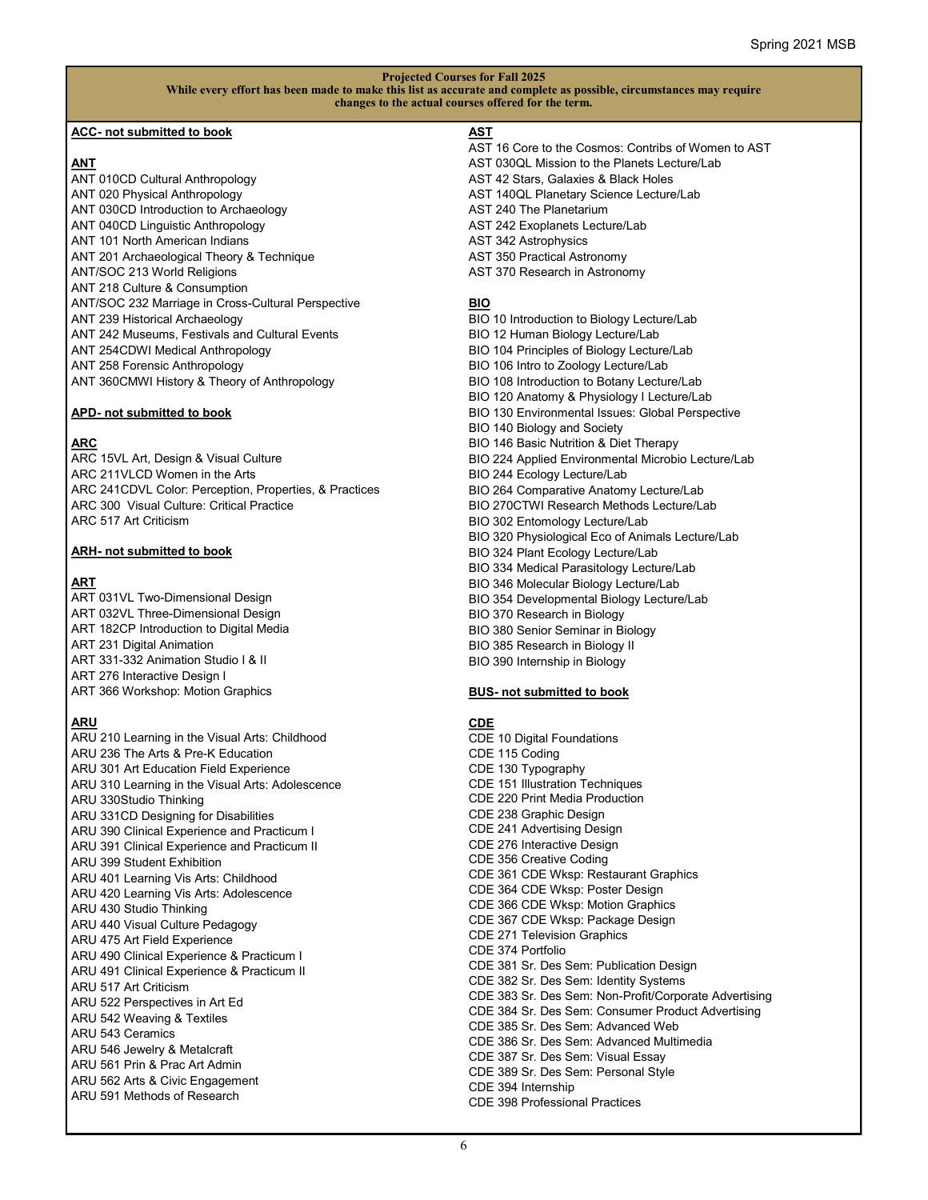**Projected Courses for Fall 2025**
**While every effort has been made to make this list as accurate and complete as possible, circumstances may require changes to the actual courses offered for the term.**

**ACC- not submitted to book**

**ANT**
ANT 010CD Cultural Anthropology
ANT 020 Physical Anthropology
ANT 030CD Introduction to Archaeology
ANT 040CD Linguistic Anthropology
ANT 101 North American Indians
ANT 201 Archaeological Theory & Technique
ANT/SOC 213 World Religions
ANT 218 Culture & Consumption
ANT/SOC 232 Marriage in Cross-Cultural Perspective
ANT 239 Historical Archaeology
ANT 242 Museums, Festivals and Cultural Events
ANT 254CDWI Medical Anthropology
ANT 258 Forensic Anthropology
ANT 360CMWI History & Theory of Anthropology

**APD- not submitted to book**

**ARC**
ARC 15VL Art, Design & Visual Culture
ARC 211VLCD Women in the Arts
ARC 241CDVL Color: Perception, Properties, & Practices
ARC 300 Visual Culture: Critical Practice
ARC 517 Art Criticism

**ARH- not submitted to book**

**ART**
ART 031VL Two-Dimensional Design
ART 032VL Three-Dimensional Design
ART 182CP Introduction to Digital Media
ART 231 Digital Animation
ART 331-332 Animation Studio I & II
ART 276 Interactive Design I
ART 366 Workshop: Motion Graphics

**ARU**
ARU 210 Learning in the Visual Arts: Childhood
ARU 236 The Arts & Pre-K Education
ARU 301 Art Education Field Experience
ARU 310 Learning in the Visual Arts: Adolescence
ARU 330Studio Thinking
ARU 331CD Designing for Disabilities
ARU 390 Clinical Experience and Practicum I
ARU 391 Clinical Experience and Practicum II
ARU 399 Student Exhibition
ARU 401 Learning Vis Arts: Childhood
ARU 420 Learning Vis Arts: Adolescence
ARU 430 Studio Thinking
ARU 440 Visual Culture Pedagogy
ARU 475 Art Field Experience
ARU 490 Clinical Experience & Practicum I
ARU 491 Clinical Experience & Practicum II
ARU 517 Art Criticism
ARU 522 Perspectives in Art Ed
ARU 542 Weaving & Textiles
ARU 543 Ceramics
ARU 546 Jewelry & Metalcraft
ARU 561 Prin & Prac Art Admin
ARU 562 Arts & Civic Engagement
ARU 591 Methods of Research

**AST**
AST 16 Core to the Cosmos: Contribs of Women to AST
AST 030QL Mission to the Planets Lecture/Lab
AST 42 Stars, Galaxies & Black Holes
AST 140QL Planetary Science Lecture/Lab
AST 240 The Planetarium
AST 242 Exoplanets Lecture/Lab
AST 342 Astrophysics
AST 350 Practical Astronomy
AST 370 Research in Astronomy

**BIO**
BIO 10 Introduction to Biology Lecture/Lab
BIO 12 Human Biology Lecture/Lab
BIO 104 Principles of Biology Lecture/Lab
BIO 106 Intro to Zoology Lecture/Lab
BIO 108 Introduction to Botany Lecture/Lab
BIO 120 Anatomy & Physiology I Lecture/Lab
BIO 130 Environmental Issues: Global Perspective
BIO 140 Biology and Society
BIO 146 Basic Nutrition & Diet Therapy
BIO 224 Applied Environmental Microbio Lecture/Lab
BIO 244 Ecology Lecture/Lab
BIO 264 Comparative Anatomy Lecture/Lab
BIO 270CTWI Research Methods Lecture/Lab
BIO 302 Entomology Lecture/Lab
BIO 320 Physiological Eco of Animals Lecture/Lab
BIO 324 Plant Ecology Lecture/Lab
BIO 334 Medical Parasitology Lecture/Lab
BIO 346 Molecular Biology Lecture/Lab
BIO 354 Developmental Biology Lecture/Lab
BIO 370 Research in Biology
BIO 380 Senior Seminar in Biology
BIO 385 Research in Biology II
BIO 390 Internship in Biology

**BUS- not submitted to book**

**CDE**
CDE 10 Digital Foundations
CDE 115 Coding
CDE 130 Typography
CDE 151 Illustration Techniques
CDE 220 Print Media Production
CDE 238 Graphic Design
CDE 241 Advertising Design
CDE 276 Interactive Design
CDE 356 Creative Coding
CDE 361 CDE Wksp: Restaurant Graphics
CDE 364 CDE Wksp: Poster Design
CDE 366 CDE Wksp: Motion Graphics
CDE 367 CDE Wksp: Package Design
CDE 271 Television Graphics
CDE 374 Portfolio
CDE 381 Sr. Des Sem: Publication Design
CDE 382 Sr. Des Sem: Identity Systems
CDE 383 Sr. Des Sem: Non-Profit/Corporate Advertising
CDE 384 Sr. Des Sem: Consumer Product Advertising
CDE 385 Sr. Des Sem: Advanced Web
CDE 386 Sr. Des Sem: Advanced Multimedia
CDE 387 Sr. Des Sem: Visual Essay
CDE 389 Sr. Des Sem: Personal Style
CDE 394 Internship
CDE 398 Professional Practices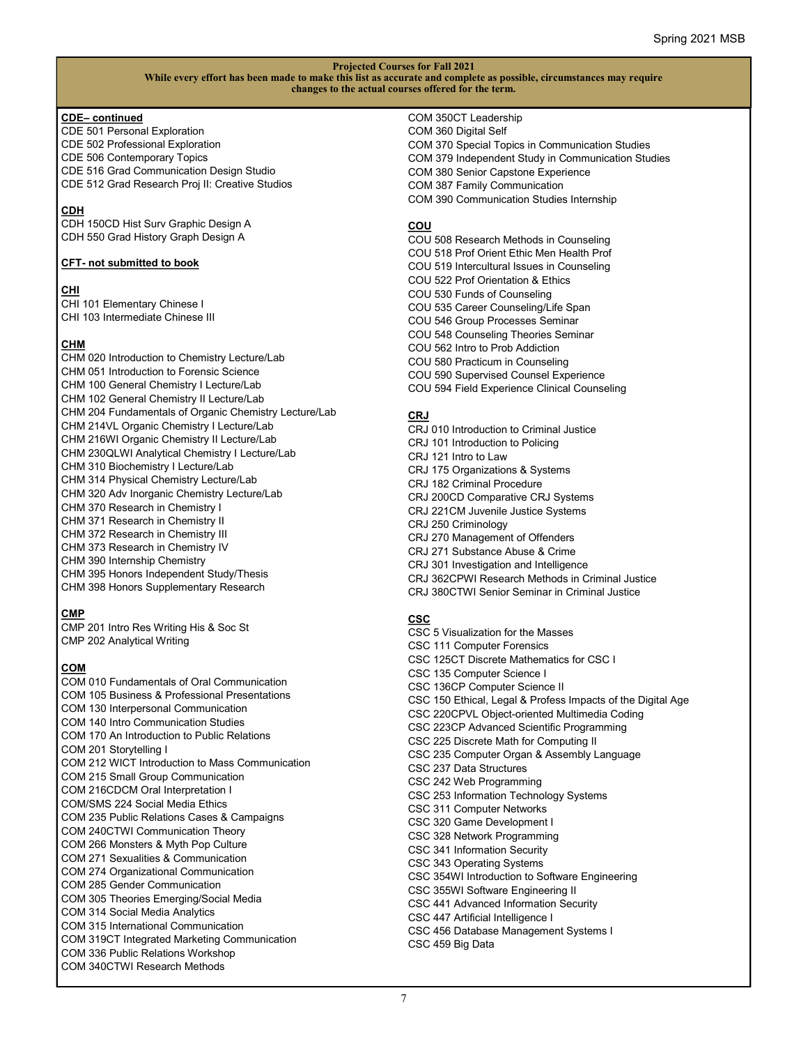**Projected Courses for Fall 2021**
**While every effort has been made to make this list as accurate and complete as possible, circumstances may require changes to the actual courses offered for the term.**

**CDE– continued**

CDE 501 Personal Exploration
CDE 502 Professional Exploration
CDE 506 Contemporary Topics
CDE 516 Grad Communication Design Studio
CDE 512 Grad Research Proj II: Creative Studios

**CDH**

CDH 150CD Hist Surv Graphic Design A
CDH 550 Grad History Graph Design A

**CFT- not submitted to book**

**CHI**

CHI 101 Elementary Chinese I
CHI 103 Intermediate Chinese III

**CHM**

CHM 020 Introduction to Chemistry Lecture/Lab
CHM 051 Introduction to Forensic Science
CHM 100 General Chemistry I Lecture/Lab
CHM 102 General Chemistry II Lecture/Lab
CHM 204 Fundamentals of Organic Chemistry Lecture/Lab
CHM 214VL Organic Chemistry I Lecture/Lab
CHM 216WI Organic Chemistry II Lecture/Lab
CHM 230QLWI Analytical Chemistry I Lecture/Lab
CHM 310 Biochemistry I Lecture/Lab
CHM 314 Physical Chemistry Lecture/Lab
CHM 320 Adv Inorganic Chemistry Lecture/Lab
CHM 370 Research in Chemistry I
CHM 371 Research in Chemistry II
CHM 372 Research in Chemistry III
CHM 373 Research in Chemistry IV
CHM 390 Internship Chemistry
CHM 395 Honors Independent Study/Thesis
CHM 398 Honors Supplementary Research

**CMP**

CMP 201 Intro Res Writing His & Soc St
CMP 202 Analytical Writing

**COM**

COM 010 Fundamentals of Oral Communication
COM 105 Business & Professional Presentations
COM 130 Interpersonal Communication
COM 140 Intro Communication Studies
COM 170 An Introduction to Public Relations
COM 201 Storytelling I
COM 212 WICT Introduction to Mass Communication
COM 215 Small Group Communication
COM 216CDCM Oral Interpretation I
COM/SMS 224 Social Media Ethics
COM 235 Public Relations Cases & Campaigns
COM 240CTWI Communication Theory
COM 266 Monsters & Myth Pop Culture
COM 271 Sexualities & Communication
COM 274 Organizational Communication
COM 285 Gender Communication
COM 305 Theories Emerging/Social Media
COM 314 Social Media Analytics
COM 315 International Communication
COM 319CT Integrated Marketing Communication
COM 336 Public Relations Workshop
COM 340CTWI Research Methods
COM 350CT Leadership
COM 360 Digital Self
COM 370 Special Topics in Communication Studies
COM 379 Independent Study in Communication Studies
COM 380 Senior Capstone Experience
COM 387 Family Communication
COM 390 Communication Studies Internship

**COU**

COU 508 Research Methods in Counseling
COU 518 Prof Orient Ethic Men Health Prof
COU 519 Intercultural Issues in Counseling
COU 522 Prof Orientation & Ethics
COU 530 Funds of Counseling
COU 535 Career Counseling/Life Span
COU 546 Group Processes Seminar
COU 548 Counseling Theories Seminar
COU 562 Intro to Prob Addiction
COU 580 Practicum in Counseling
COU 590 Supervised Counsel Experience
COU 594 Field Experience Clinical Counseling

**CRJ**

CRJ 010 Introduction to Criminal Justice
CRJ 101 Introduction to Policing
CRJ 121 Intro to Law
CRJ 175 Organizations & Systems
CRJ 182 Criminal Procedure
CRJ 200CD Comparative CRJ Systems
CRJ 221CM Juvenile Justice Systems
CRJ 250 Criminology
CRJ 270 Management of Offenders
CRJ 271 Substance Abuse & Crime
CRJ 301 Investigation and Intelligence
CRJ 362CPWI Research Methods in Criminal Justice
CRJ 380CTWI Senior Seminar in Criminal Justice

**CSC**

CSC 5 Visualization for the Masses
CSC 111 Computer Forensics
CSC 125CT Discrete Mathematics for CSC I
CSC 135 Computer Science I
CSC 136CP Computer Science II
CSC 150 Ethical, Legal & Profess Impacts of the Digital Age
CSC 220CPVL Object-oriented Multimedia Coding
CSC 223CP Advanced Scientific Programming
CSC 225 Discrete Math for Computing II
CSC 235 Computer Organ & Assembly Language
CSC 237 Data Structures
CSC 242 Web Programming
CSC 253 Information Technology Systems
CSC 311 Computer Networks
CSC 320 Game Development I
CSC 328 Network Programming
CSC 341 Information Security
CSC 343 Operating Systems
CSC 354WI Introduction to Software Engineering
CSC 355WI Software Engineering II
CSC 441 Advanced Information Security
CSC 447 Artificial Intelligence I
CSC 456 Database Management Systems I
CSC 459 Big Data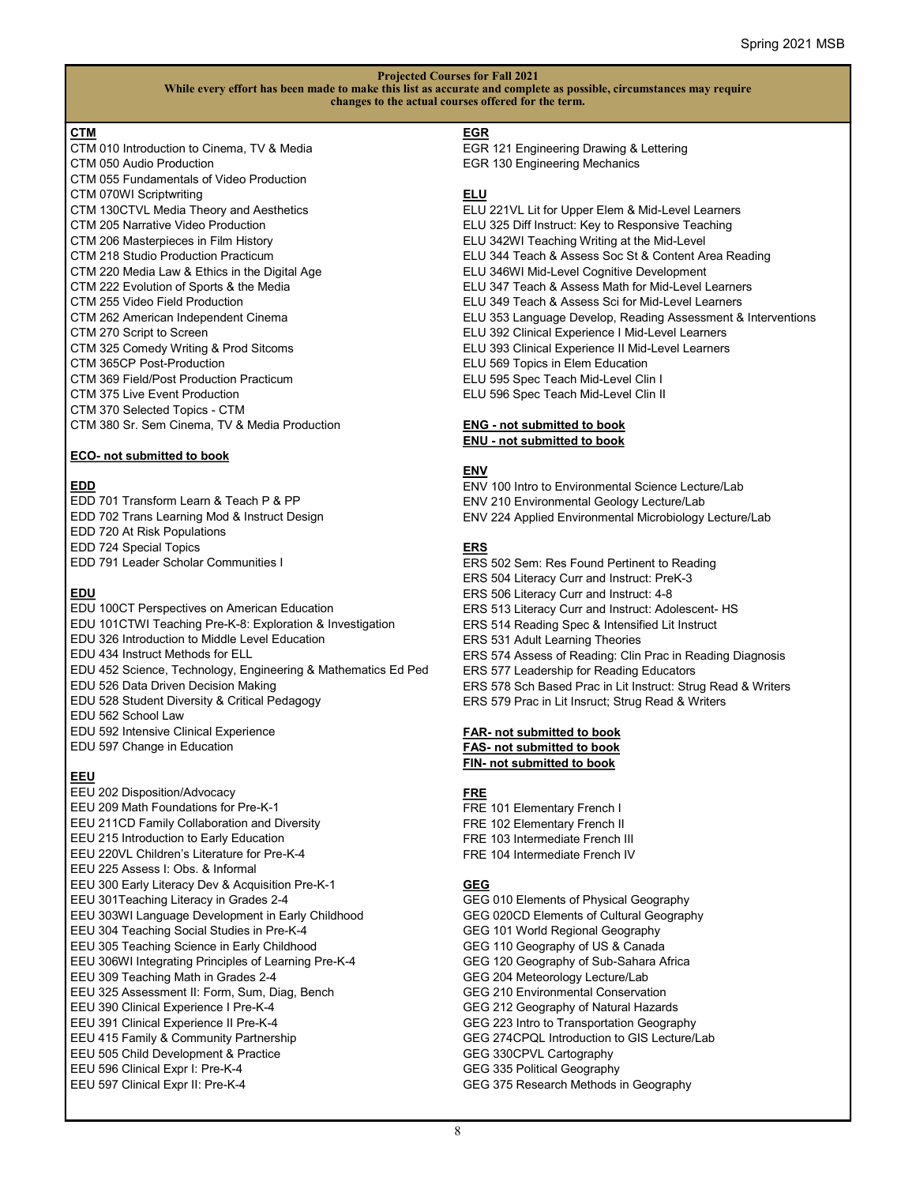**Projected Courses for Fall 2021**

**While every effort has been made to make this list as accurate and complete as possible, circumstances may require changes to the actual courses offered for the term.**

**CTM**

CTM 010 Introduction to Cinema, TV & Media
CTM 050 Audio Production
CTM 055 Fundamentals of Video Production
CTM 070WI Scriptwriting
CTM 130CTVL Media Theory and Aesthetics
CTM 205 Narrative Video Production
CTM 206 Masterpieces in Film History
CTM 218 Studio Production Practicum
CTM 220 Media Law & Ethics in the Digital Age
CTM 222 Evolution of Sports & the Media
CTM 255 Video Field Production
CTM 262 American Independent Cinema
CTM 270 Script to Screen
CTM 325 Comedy Writing & Prod Sitcoms
CTM 365CP Post-Production
CTM 369 Field/Post Production Practicum
CTM 375 Live Event Production
CTM 370 Selected Topics - CTM
CTM 380 Sr. Sem Cinema, TV & Media Production

**ECO- not submitted to book**

**EDD**

EDD 701 Transform Learn & Teach P & PP
EDD 702 Trans Learning Mod & Instruct Design
EDD 720 At Risk Populations
EDD 724 Special Topics
EDD 791 Leader Scholar Communities I

**EDU**

EDU 100CT Perspectives on American Education
EDU 101CTWI Teaching Pre-K-8: Exploration & Investigation
EDU 326 Introduction to Middle Level Education
EDU 434 Instruct Methods for ELL
EDU 452 Science, Technology, Engineering & Mathematics Ed Ped
EDU 526 Data Driven Decision Making
EDU 528 Student Diversity & Critical Pedagogy
EDU 562 School Law
EDU 592 Intensive Clinical Experience
EDU 597 Change in Education

**EEU**

EEU 202 Disposition/Advocacy
EEU 209 Math Foundations for Pre-K-1
EEU 211CD Family Collaboration and Diversity
EEU 215 Introduction to Early Education
EEU 220VL Children's Literature for Pre-K-4
EEU 225 Assess I: Obs. & Informal
EEU 300 Early Literacy Dev & Acquisition Pre-K-1
EEU 301Teaching Literacy in Grades 2-4
EEU 303WI Language Development in Early Childhood
EEU 304 Teaching Social Studies in Pre-K-4
EEU 305 Teaching Science in Early Childhood
EEU 306WI Integrating Principles of Learning Pre-K-4
EEU 309 Teaching Math in Grades 2-4
EEU 325 Assessment II: Form, Sum, Diag, Bench
EEU 390 Clinical Experience I Pre-K-4
EEU 391 Clinical Experience II Pre-K-4
EEU 415 Family & Community Partnership
EEU 505 Child Development & Practice
EEU 596 Clinical Expr I: Pre-K-4
EEU 597 Clinical Expr II: Pre-K-4

**EGR**

EGR 121 Engineering Drawing & Lettering
EGR 130 Engineering Mechanics

**ELU**

ELU 221VL Lit for Upper Elem & Mid-Level Learners
ELU 325 Diff Instruct: Key to Responsive Teaching
ELU 342WI Teaching Writing at the Mid-Level
ELU 344 Teach & Assess Soc St & Content Area Reading
ELU 346WI Mid-Level Cognitive Development
ELU 347 Teach & Assess Math for Mid-Level Learners
ELU 349 Teach & Assess Sci for Mid-Level Learners
ELU 353 Language Develop, Reading Assessment & Interventions
ELU 392 Clinical Experience I Mid-Level Learners
ELU 393 Clinical Experience II Mid-Level Learners
ELU 569 Topics in Elem Education
ELU 595 Spec Teach Mid-Level Clin I
ELU 596 Spec Teach Mid-Level Clin II

**ENG - not submitted to book**
**ENU - not submitted to book**

**ENV**

ENV 100 Intro to Environmental Science Lecture/Lab
ENV 210 Environmental Geology Lecture/Lab
ENV 224 Applied Environmental Microbiology Lecture/Lab

**ERS**

ERS 502 Sem: Res Found Pertinent to Reading
ERS 504 Literacy Curr and Instruct: PreK-3
ERS 506 Literacy Curr and Instruct: 4-8
ERS 513 Literacy Curr and Instruct: Adolescent- HS
ERS 514 Reading Spec & Intensified Lit Instruct
ERS 531 Adult Learning Theories
ERS 574 Assess of Reading: Clin Prac in Reading Diagnosis
ERS 577 Leadership for Reading Educators
ERS 578 Sch Based Prac in Lit Instruct: Strug Read & Writers
ERS 579 Prac in Lit Insruct; Strug Read & Writers

**FAR- not submitted to book**
**FAS- not submitted to book**
**FIN- not submitted to book**

**FRE**

FRE 101 Elementary French I
FRE 102 Elementary French II
FRE 103 Intermediate French III
FRE 104 Intermediate French IV

**GEG**

GEG 010 Elements of Physical Geography
GEG 020CD Elements of Cultural Geography
GEG 101 World Regional Geography
GEG 110 Geography of US & Canada
GEG 120 Geography of Sub-Sahara Africa
GEG 204 Meteorology Lecture/Lab
GEG 210 Environmental Conservation
GEG 212 Geography of Natural Hazards
GEG 223 Intro to Transportation Geography
GEG 274CPQL Introduction to GIS Lecture/Lab
GEG 330CPVL Cartography
GEG 335 Political Geography
GEG 375 Research Methods in Geography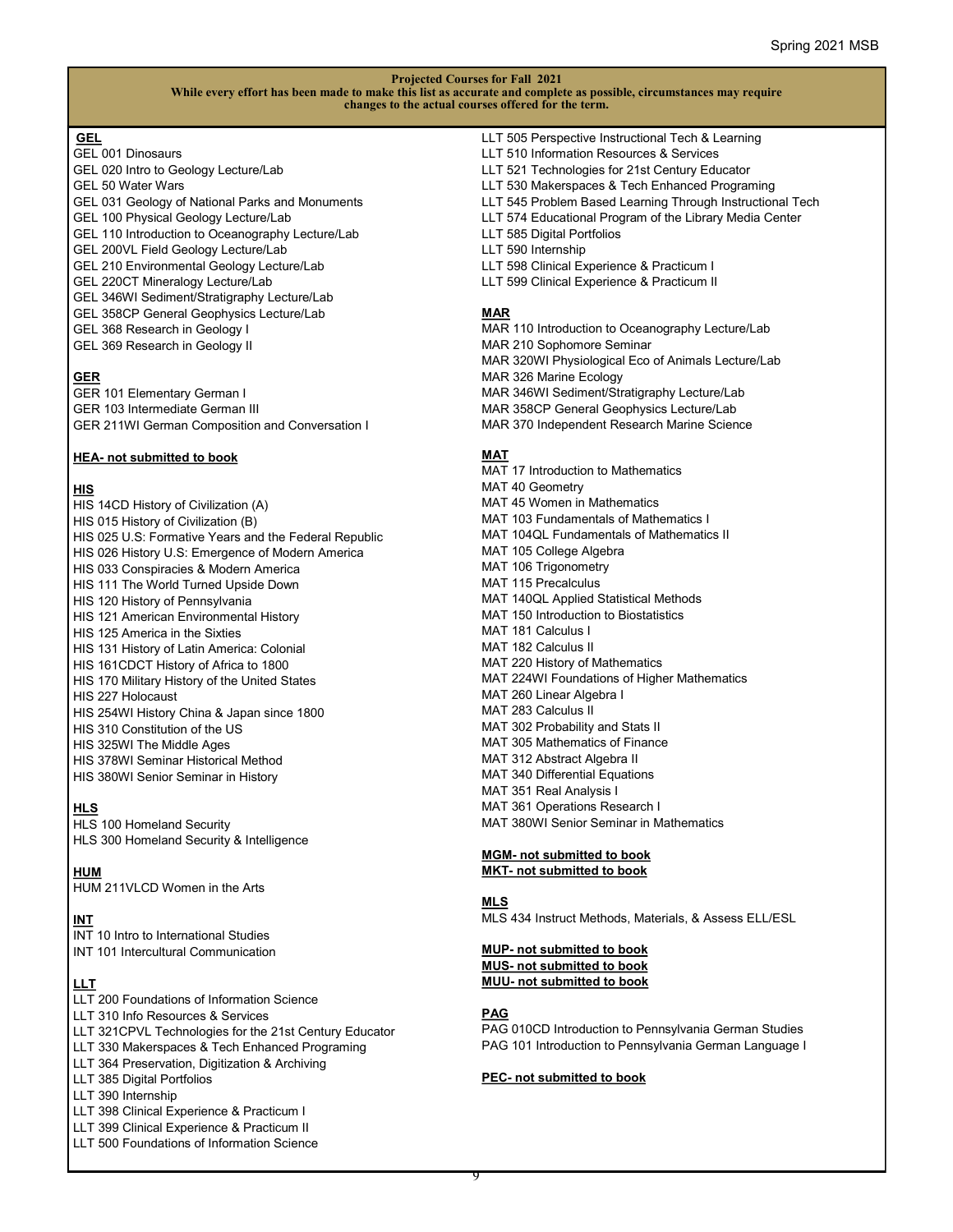**Projected Courses for Fall 2021**

**While every effort has been made to make this list as accurate and complete as possible, circumstances may require changes to the actual courses offered for the term.**

**GEL**

GEL 001 Dinosaurs
GEL 020 Intro to Geology Lecture/Lab
GEL 50 Water Wars
GEL 031 Geology of National Parks and Monuments
GEL 100 Physical Geology Lecture/Lab
GEL 110 Introduction to Oceanography Lecture/Lab
GEL 200VL Field Geology Lecture/Lab
GEL 210 Environmental Geology Lecture/Lab
GEL 220CT Mineralogy Lecture/Lab
GEL 346WI Sediment/Stratigraphy Lecture/Lab
GEL 358CP General Geophysics Lecture/Lab
GEL 368 Research in Geology I
GEL 369 Research in Geology II

**GER**

GER 101 Elementary German I
GER 103 Intermediate German III
GER 211WI German Composition and Conversation I

**HEA- not submitted to book**

**HIS**

HIS 14CD History of Civilization (A)
HIS 015 History of Civilization (B)
HIS 025 U.S: Formative Years and the Federal Republic
HIS 026 History U.S: Emergence of Modern America
HIS 033 Conspiracies & Modern America
HIS 111 The World Turned Upside Down
HIS 120 History of Pennsylvania
HIS 121 American Environmental History
HIS 125 America in the Sixties
HIS 131 History of Latin America: Colonial
HIS 161CDCT History of Africa to 1800
HIS 170 Military History of the United States
HIS 227 Holocaust
HIS 254WI History China & Japan since 1800
HIS 310 Constitution of the US
HIS 325WI The Middle Ages
HIS 378WI Seminar Historical Method
HIS 380WI Senior Seminar in History

**HLS**

HLS 100 Homeland Security
HLS 300 Homeland Security & Intelligence

**HUM**

HUM 211VLCD Women in the Arts

**INT**

INT 10 Intro to International Studies
INT 101 Intercultural Communication

**LLT**

LLT 200 Foundations of Information Science
LLT 310 Info Resources & Services
LLT 321CPVL Technologies for the 21st Century Educator
LLT 330 Makerspaces & Tech Enhanced Programing
LLT 364 Preservation, Digitization & Archiving
LLT 385 Digital Portfolios
LLT 390 Internship
LLT 398 Clinical Experience & Practicum I
LLT 399 Clinical Experience & Practicum II
LLT 500 Foundations of Information Science
LLT 505 Perspective Instructional Tech & Learning
LLT 510 Information Resources & Services
LLT 521 Technologies for 21st Century Educator
LLT 530 Makerspaces & Tech Enhanced Programing
LLT 545 Problem Based Learning Through Instructional Tech
LLT 574 Educational Program of the Library Media Center
LLT 585 Digital Portfolios
LLT 590 Internship
LLT 598 Clinical Experience & Practicum I
LLT 599 Clinical Experience & Practicum II

**MAR**

MAR 110 Introduction to Oceanography Lecture/Lab
MAR 210 Sophomore Seminar
MAR 320WI Physiological Eco of Animals Lecture/Lab
MAR 326 Marine Ecology
MAR 346WI Sediment/Stratigraphy Lecture/Lab
MAR 358CP General Geophysics Lecture/Lab
MAR 370 Independent Research Marine Science

**MAT**

MAT 17 Introduction to Mathematics
MAT 40 Geometry
MAT 45 Women in Mathematics
MAT 103 Fundamentals of Mathematics I
MAT 104QL Fundamentals of Mathematics II
MAT 105 College Algebra
MAT 106 Trigonometry
MAT 115 Precalculus
MAT 140QL Applied Statistical Methods
MAT 150 Introduction to Biostatistics
MAT 181 Calculus I
MAT 182 Calculus II
MAT 220 History of Mathematics
MAT 224WI Foundations of Higher Mathematics
MAT 260 Linear Algebra I
MAT 283 Calculus II
MAT 302 Probability and Stats II
MAT 305 Mathematics of Finance
MAT 312 Abstract Algebra II
MAT 340 Differential Equations
MAT 351 Real Analysis I
MAT 361 Operations Research I
MAT 380WI Senior Seminar in Mathematics

**MGM- not submitted to book**

**MKT- not submitted to book**

**MLS**

MLS 434 Instruct Methods, Materials, & Assess ELL/ESL

**MUP- not submitted to book**

**MUS- not submitted to book**

**MUU- not submitted to book**

**PAG**

PAG 010CD Introduction to Pennsylvania German Studies
PAG 101 Introduction to Pennsylvania German Language I

**PEC- not submitted to book**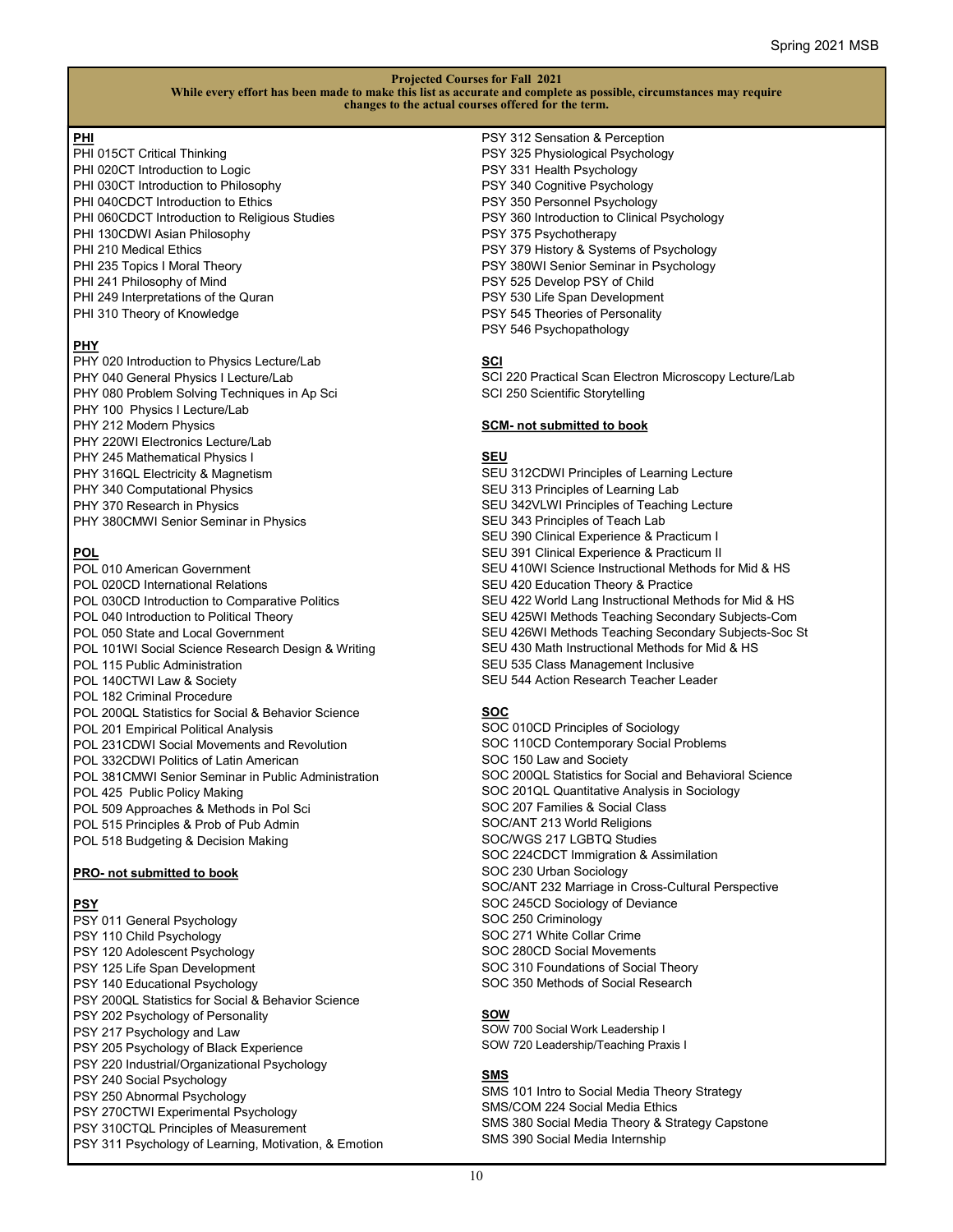**Projected Courses for Fall 2021**
**While every effort has been made to make this list as accurate and complete as possible, circumstances may require changes to the actual courses offered for the term.**

**PHI**

PHI 015CT Critical Thinking
PHI 020CT Introduction to Logic
PHI 030CT Introduction to Philosophy
PHI 040CDCT Introduction to Ethics
PHI 060CDCT Introduction to Religious Studies
PHI 130CDWI Asian Philosophy
PHI 210 Medical Ethics
PHI 235 Topics I Moral Theory
PHI 241 Philosophy of Mind
PHI 249 Interpretations of the Quran
PHI 310 Theory of Knowledge

**PHY**

PHY 020 Introduction to Physics Lecture/Lab
PHY 040 General Physics I Lecture/Lab
PHY 080 Problem Solving Techniques in Ap Sci
PHY 100 Physics I Lecture/Lab
PHY 212 Modern Physics
PHY 220WI Electronics Lecture/Lab
PHY 245 Mathematical Physics I
PHY 316QL Electricity & Magnetism
PHY 340 Computational Physics
PHY 370 Research in Physics
PHY 380CMWI Senior Seminar in Physics

**POL**

POL 010 American Government
POL 020CD International Relations
POL 030CD Introduction to Comparative Politics
POL 040 Introduction to Political Theory
POL 050 State and Local Government
POL 101WI Social Science Research Design & Writing
POL 115 Public Administration
POL 140CTWI Law & Society
POL 182 Criminal Procedure
POL 200QL Statistics for Social & Behavior Science
POL 201 Empirical Political Analysis
POL 231CDWI Social Movements and Revolution
POL 332CDWI Politics of Latin American
POL 381CMWI Senior Seminar in Public Administration
POL 425 Public Policy Making
POL 509 Approaches & Methods in Pol Sci
POL 515 Principles & Prob of Pub Admin
POL 518 Budgeting & Decision Making

**PRO- not submitted to book**

**PSY**

PSY 011 General Psychology
PSY 110 Child Psychology
PSY 120 Adolescent Psychology
PSY 125 Life Span Development
PSY 140 Educational Psychology
PSY 200QL Statistics for Social & Behavior Science
PSY 202 Psychology of Personality
PSY 217 Psychology and Law
PSY 205 Psychology of Black Experience
PSY 220 Industrial/Organizational Psychology
PSY 240 Social Psychology
PSY 250 Abnormal Psychology
PSY 270CTWI Experimental Psychology
PSY 310CTQL Principles of Measurement
PSY 311 Psychology of Learning, Motivation, & Emotion
PSY 312 Sensation & Perception
PSY 325 Physiological Psychology
PSY 331 Health Psychology
PSY 340 Cognitive Psychology
PSY 350 Personnel Psychology
PSY 360 Introduction to Clinical Psychology
PSY 375 Psychotherapy
PSY 379 History & Systems of Psychology
PSY 380WI Senior Seminar in Psychology
PSY 525 Develop PSY of Child
PSY 530 Life Span Development
PSY 545 Theories of Personality
PSY 546 Psychopathology

**SCI**

SCI 220 Practical Scan Electron Microscopy Lecture/Lab
SCI 250 Scientific Storytelling

**SCM- not submitted to book**

**SEU**

SEU 312CDWI Principles of Learning Lecture
SEU 313 Principles of Learning Lab
SEU 342VLWI Principles of Teaching Lecture
SEU 343 Principles of Teach Lab
SEU 390 Clinical Experience & Practicum I
SEU 391 Clinical Experience & Practicum II
SEU 410WI Science Instructional Methods for Mid & HS
SEU 420 Education Theory & Practice
SEU 422 World Lang Instructional Methods for Mid & HS
SEU 425WI Methods Teaching Secondary Subjects-Com
SEU 426WI Methods Teaching Secondary Subjects-Soc St
SEU 430 Math Instructional Methods for Mid & HS
SEU 535 Class Management Inclusive
SEU 544 Action Research Teacher Leader

**SOC**

SOC 010CD Principles of Sociology
SOC 110CD Contemporary Social Problems
SOC 150 Law and Society
SOC 200QL Statistics for Social and Behavioral Science
SOC 201QL Quantitative Analysis in Sociology
SOC 207 Families & Social Class
SOC/ANT 213 World Religions
SOC/WGS 217 LGBTQ Studies
SOC 224CDCT Immigration & Assimilation
SOC 230 Urban Sociology
SOC/ANT 232 Marriage in Cross-Cultural Perspective
SOC 245CD Sociology of Deviance
SOC 250 Criminology
SOC 271 White Collar Crime
SOC 280CD Social Movements
SOC 310 Foundations of Social Theory
SOC 350 Methods of Social Research

**SOW**

SOW 700 Social Work Leadership I
SOW 720 Leadership/Teaching Praxis I

**SMS**

SMS 101 Intro to Social Media Theory Strategy
SMS/COM 224 Social Media Ethics
SMS 380 Social Media Theory & Strategy Capstone
SMS 390 Social Media Internship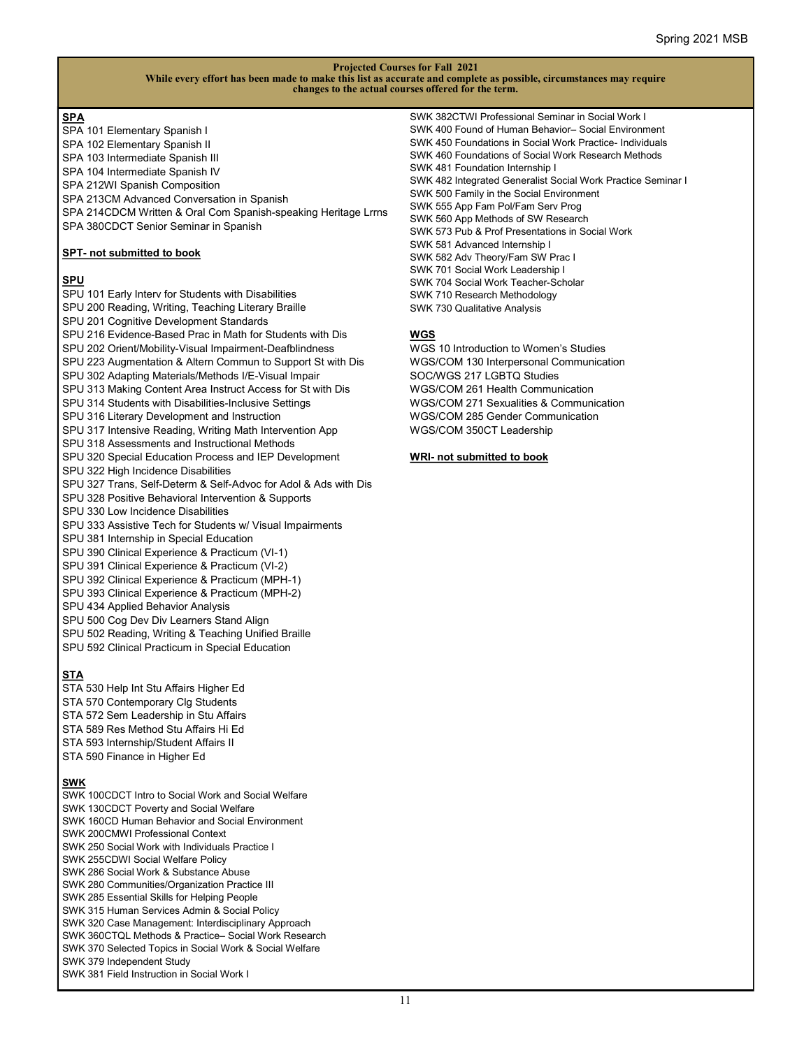**Projected Courses for Fall 2021**
**While every effort has been made to make this list as accurate and complete as possible, circumstances may require changes to the actual courses offered for the term.**

**SPA**

SPA 101 Elementary Spanish I
SPA 102 Elementary Spanish II
SPA 103 Intermediate Spanish III
SPA 104 Intermediate Spanish IV
SPA 212WI Spanish Composition
SPA 213CM Advanced Conversation in Spanish
SPA 214CDCM Written & Oral Com Spanish-speaking Heritage Lrrns
SPA 380CDCT Senior Seminar in Spanish

**SPT- not submitted to book**

**SPU**

SPU 101 Early Interv for Students with Disabilities
SPU 200 Reading, Writing, Teaching Literary Braille
SPU 201 Cognitive Development Standards
SPU 216 Evidence-Based Prac in Math for Students with Dis
SPU 202 Orient/Mobility-Visual Impairment-Deafblindness
SPU 223 Augmentation & Altern Commun to Support St with Dis
SPU 302 Adapting Materials/Methods I/E-Visual Impair
SPU 313 Making Content Area Instruct Access for St with Dis
SPU 314 Students with Disabilities-Inclusive Settings
SPU 316 Literary Development and Instruction
SPU 317 Intensive Reading, Writing Math Intervention App
SPU 318 Assessments and Instructional Methods
SPU 320 Special Education Process and IEP Development
SPU 322 High Incidence Disabilities
SPU 327 Trans, Self-Determ & Self-Advoc for Adol & Ads with Dis
SPU 328 Positive Behavioral Intervention & Supports
SPU 330 Low Incidence Disabilities
SPU 333 Assistive Tech for Students w/ Visual Impairments
SPU 381 Internship in Special Education
SPU 390 Clinical Experience & Practicum (VI-1)
SPU 391 Clinical Experience & Practicum (VI-2)
SPU 392 Clinical Experience & Practicum (MPH-1)
SPU 393 Clinical Experience & Practicum (MPH-2)
SPU 434 Applied Behavior Analysis
SPU 500 Cog Dev Div Learners Stand Align
SPU 502 Reading, Writing & Teaching Unified Braille
SPU 592 Clinical Practicum in Special Education

**STA**

STA 530 Help Int Stu Affairs Higher Ed
STA 570 Contemporary Clg Students
STA 572 Sem Leadership in Stu Affairs
STA 589 Res Method Stu Affairs Hi Ed
STA 593 Internship/Student Affairs II
STA 590 Finance in Higher Ed

**SWK**

SWK 100CDCT Intro to Social Work and Social Welfare
SWK 130CDCT Poverty and Social Welfare
SWK 160CD Human Behavior and Social Environment
SWK 200CMWI Professional Context
SWK 250 Social Work with Individuals Practice I
SWK 255CDWI Social Welfare Policy
SWK 286 Social Work & Substance Abuse
SWK 280 Communities/Organization Practice III
SWK 285 Essential Skills for Helping People
SWK 315 Human Services Admin & Social Policy
SWK 320 Case Management: Interdisciplinary Approach
SWK 360CTQL Methods & Practice– Social Work Research
SWK 370 Selected Topics in Social Work & Social Welfare
SWK 379 Independent Study
SWK 381 Field Instruction in Social Work I
SWK 382CTWI Professional Seminar in Social Work I
SWK 400 Found of Human Behavior– Social Environment
SWK 450 Foundations in Social Work Practice- Individuals
SWK 460 Foundations of Social Work Research Methods
SWK 481 Foundation Internship I
SWK 482 Integrated Generalist Social Work Practice Seminar I
SWK 500 Family in the Social Environment
SWK 555 App Fam Pol/Fam Serv Prog
SWK 560 App Methods of SW Research
SWK 573 Pub & Prof Presentations in Social Work
SWK 581 Advanced Internship I
SWK 582 Adv Theory/Fam SW Prac I
SWK 701 Social Work Leadership I
SWK 704 Social Work Teacher-Scholar
SWK 710 Research Methodology
SWK 730 Qualitative Analysis

**WGS**

WGS 10 Introduction to Women's Studies
WGS/COM 130 Interpersonal Communication
SOC/WGS 217 LGBTQ Studies
WGS/COM 261 Health Communication
WGS/COM 271 Sexualities & Communication
WGS/COM 285 Gender Communication
WGS/COM 350CT Leadership

**WRI- not submitted to book**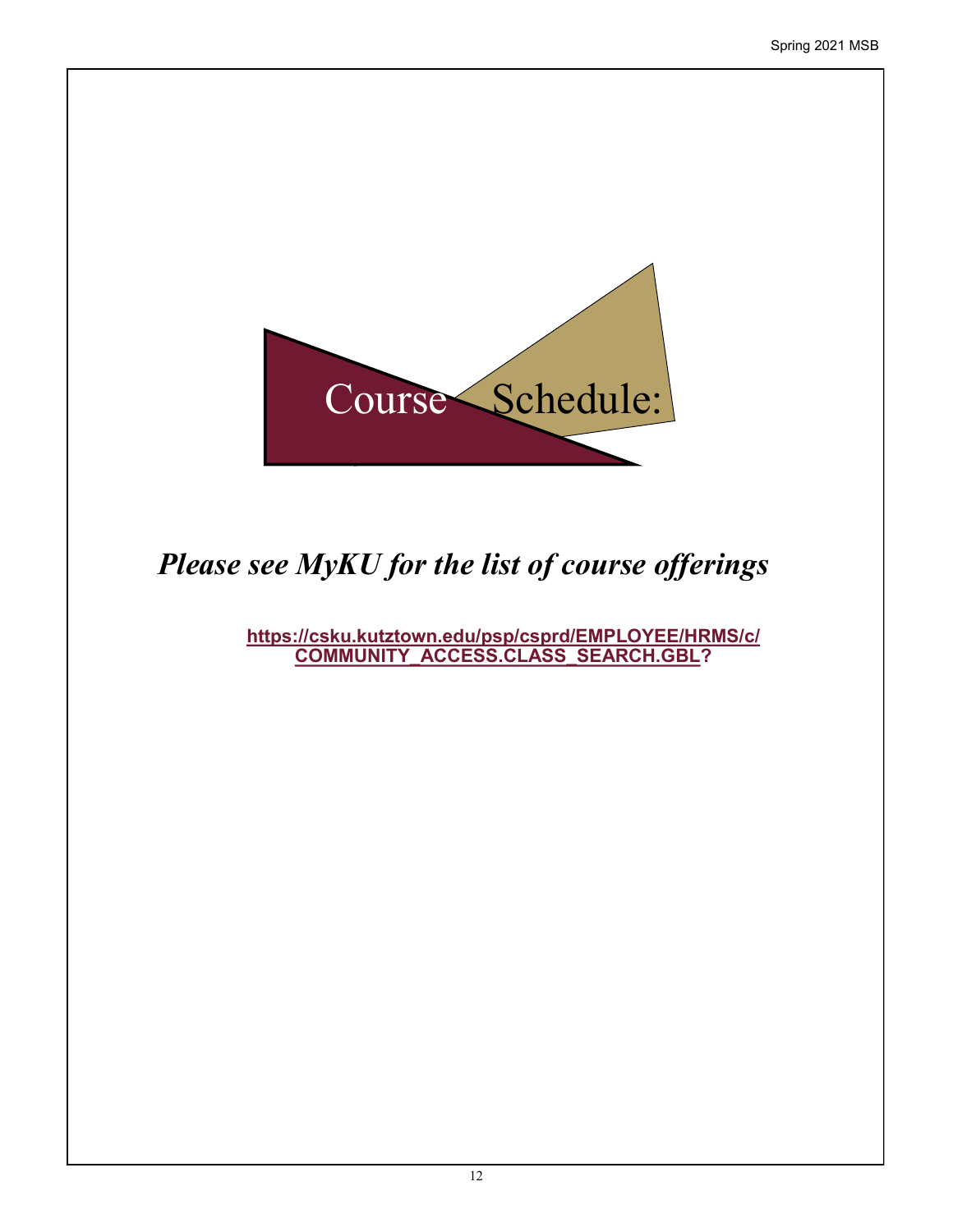# Course Schedule:

***Please see MyKU for the list of course offerings***

**https://csku.kutztown.edu/psp/csprd/EMPLOYEE/HRMS/c/COMMUNITY_ACCESS.CLASS_SEARCH.GBL?**